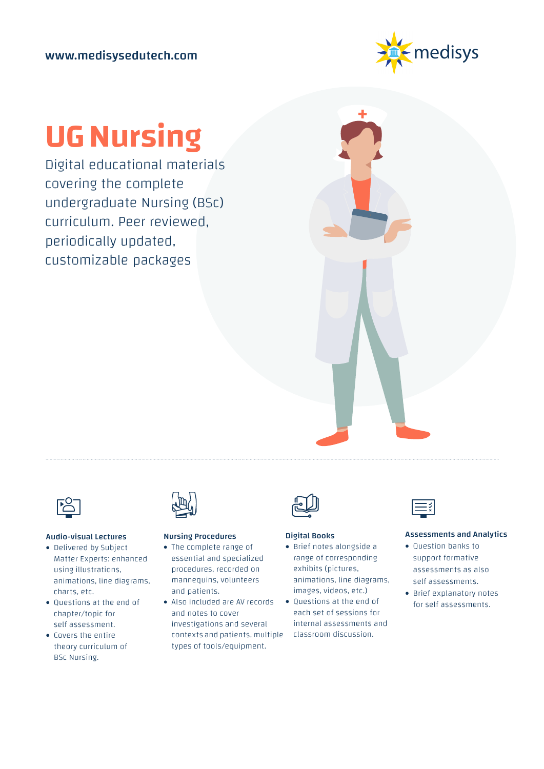www.medisysedutech.com

medisys

# UG Nursing

Digital educational materials covering the complete undergraduate Nursing (BSc) curriculum. Peer reviewed, periodically updated, customizable packages

### Audio-visual Lectures

- Delivered by Subject Matter Experts: enhanced using illustrations, animations, line diagrams, charts, etc.
- Questions at the end of chapter/topic for self assessment.
- Covers the entire theory curriculum of BSc Nursing.

### Nursing Procedures

- The complete range of essential and specialized procedures, recorded on mannequins, volunteers and patients.
- Also included are AV records and notes to cover investigations and several contexts and patients, multiple types of tools/equipment.

### Digital Books

- Brief notes alongside a range of corresponding exhibits (pictures, animations, line diagrams, images, videos, etc.)
- Questions at the end of each set of sessions for internal assessments and classroom discussion.

### Assessments and Analytics

- Question banks to support formative assessments as also self assessments.
- Brief explanatory notes for self assessments.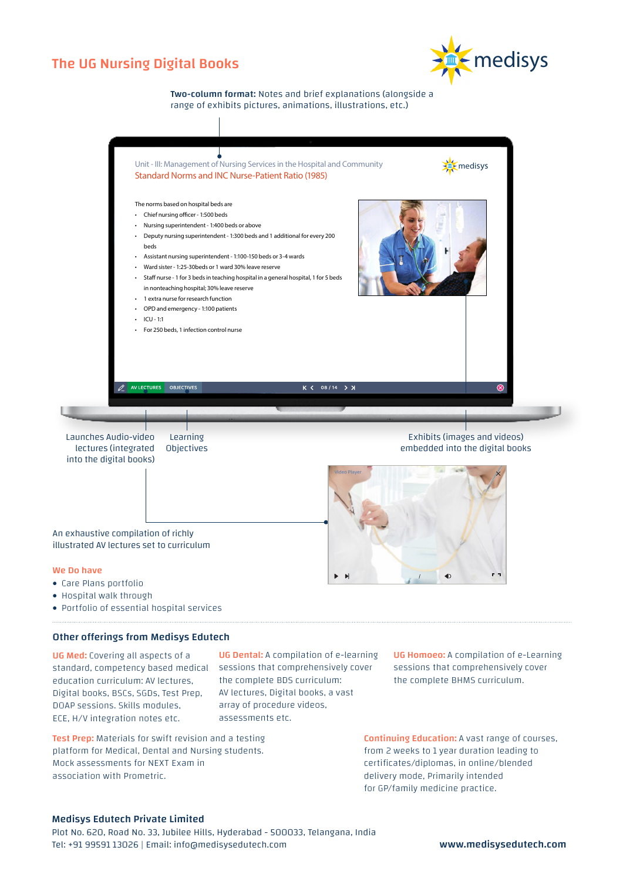# The UG Nursing Digital Books

**Two-column format:** Notes and brief explanations (alongside a range of exhibits pictures, animations, illustrations, etc.)

Unit - III: Management of Nursing Services in the Hospital and Community

Standard Norms and INC Nurse-Patient Ratio (1985)

The norms based on hospital beds are

- Chief nursing officer - 1:500 beds
- Nursing superintendent - 1:400 beds or above
- Deputy nursing superintendent - 1:300 beds and 1 additional for every 200 beds
- Assistant nursing superintendent - 1:100-150 beds or 3-4 wards
- Ward sister - 1:25-30beds or 1 ward 30% leave reserve
- Staff nurse - 1 for 3 beds in teaching hospital in a general hospital, 1 for 5 beds in nonteaching hospital; 30% leave reserve
- 1 extra nurse for research function
- OPD and emergency - 1:100 patients
- ICU - 1:1
- For 250 beds, 1 infection control nurse

AV LECTURES | OBJECTIVES | 08 / 14

Launches Audio-video lectures (integrated into the digital books)

Learning Objectives

Exhibits (images and videos) embedded into the digital books

An exhaustive compilation of richly illustrated AV lectures set to curriculum

Video Player

**We Do have**

- Care Plans portfolio
- Hospital walk through
- Portfolio of essential hospital services

## Other offerings from Medisys Edutech

**UG Med:** Covering all aspects of a standard, competency based medical education curriculum: AV lectures, Digital books, BSCs, SGDs, Test Prep, DOAP sessions. Skills modules, ECE, H/V integration notes etc.

**UG Dental:** A compilation of e-learning sessions that comprehensively cover the complete BDS curriculum: AV lectures, Digital books, a vast array of procedure videos, assessments etc.

**UG Homoeo:** A compilation of e-Learning sessions that comprehensively cover the complete BHMS curriculum.

**Test Prep:** Materials for swift revision and a testing platform for Medical, Dental and Nursing students. Mock assessments for NEXT Exam in association with Prometric.

**Continuing Education:** A vast range of courses, from 2 weeks to 1 year duration leading to certificates/diplomas, in online/blended delivery mode, Primarily intended for GP/family medicine practice.

**Medisys Edutech Private Limited**

Plot No. 620, Road No. 33, Jubilee Hills, Hyderabad - 500033, Telangana, India

Tel: +91 99591 13026 | Email: info@medisysedutech.com

**www.medisysedutech.com**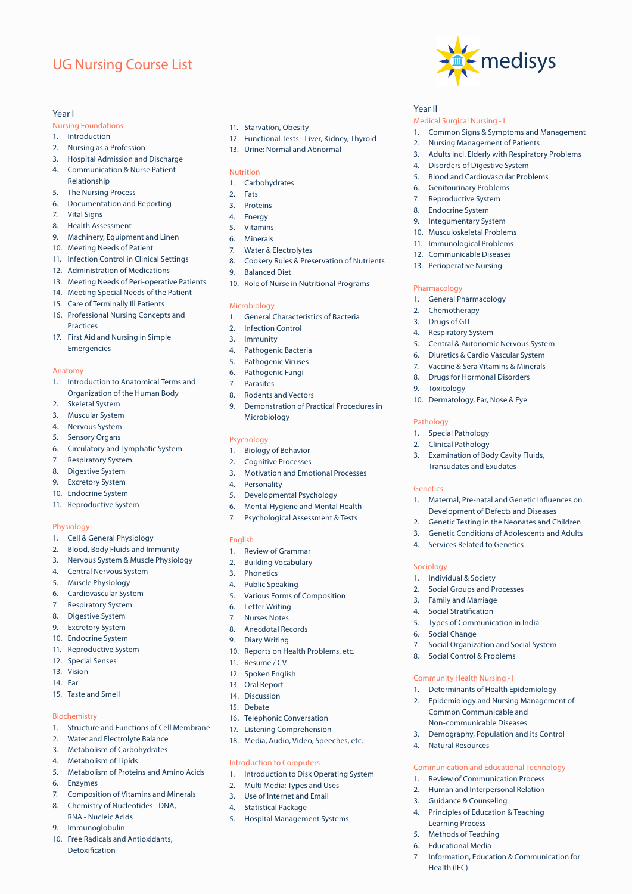# UG Nursing Course List

medisys

## Year I

### Nursing Foundations

1. Introduction
2. Nursing as a Profession
3. Hospital Admission and Discharge
4. Communication & Nurse Patient Relationship
5. The Nursing Process
6. Documentation and Reporting
7. Vital Signs
8. Health Assessment
9. Machinery, Equipment and Linen
10. Meeting Needs of Patient
11. Infection Control in Clinical Settings
12. Administration of Medications
13. Meeting Needs of Peri-operative Patients
14. Meeting Special Needs of the Patient
15. Care of Terminally Ill Patients
16. Professional Nursing Concepts and Practices
17. First Aid and Nursing in Simple Emergencies

### Anatomy

1. Introduction to Anatomical Terms and Organization of the Human Body
2. Skeletal System
3. Muscular System
4. Nervous System
5. Sensory Organs
6. Circulatory and Lymphatic System
7. Respiratory System
8. Digestive System
9. Excretory System
10. Endocrine System
11. Reproductive System

### Physiology

1. Cell & General Physiology
2. Blood, Body Fluids and Immunity
3. Nervous System & Muscle Physiology
4. Central Nervous System
5. Muscle Physiology
6. Cardiovascular System
7. Respiratory System
8. Digestive System
9. Excretory System
10. Endocrine System
11. Reproductive System
12. Special Senses
13. Vision
14. Ear
15. Taste and Smell

### Biochemistry

1. Structure and Functions of Cell Membrane
2. Water and Electrolyte Balance
3. Metabolism of Carbohydrates
4. Metabolism of Lipids
5. Metabolism of Proteins and Amino Acids
6. Enzymes
7. Composition of Vitamins and Minerals
8. Chemistry of Nucleotides - DNA, RNA - Nucleic Acids
9. Immunoglobulin
10. Free Radicals and Antioxidants, Detoxification
11. Starvation, Obesity
12. Functional Tests - Liver, Kidney, Thyroid
13. Urine: Normal and Abnormal

### Nutrition

1. Carbohydrates
2. Fats
3. Proteins
4. Energy
5. Vitamins
6. Minerals
7. Water & Electrolytes
8. Cookery Rules & Preservation of Nutrients
9. Balanced Diet
10. Role of Nurse in Nutritional Programs

### Microbiology

1. General Characteristics of Bacteria
2. Infection Control
3. Immunity
4. Pathogenic Bacteria
5. Pathogenic Viruses
6. Pathogenic Fungi
7. Parasites
8. Rodents and Vectors
9. Demonstration of Practical Procedures in Microbiology

### Psychology

1. Biology of Behavior
2. Cognitive Processes
3. Motivation and Emotional Processes
4. Personality
5. Developmental Psychology
6. Mental Hygiene and Mental Health
7. Psychological Assessment & Tests

### English

1. Review of Grammar
2. Building Vocabulary
3. Phonetics
4. Public Speaking
5. Various Forms of Composition
6. Letter Writing
7. Nurses Notes
8. Anecdotal Records
9. Diary Writing
10. Reports on Health Problems, etc.
11. Resume / CV
12. Spoken English
13. Oral Report
14. Discussion
15. Debate
16. Telephonic Conversation
17. Listening Comprehension
18. Media, Audio, Video, Speeches, etc.

### Introduction to Computers

1. Introduction to Disk Operating System
2. Multi Media: Types and Uses
3. Use of Internet and Email
4. Statistical Package
5. Hospital Management Systems

## Year II

### Medical Surgical Nursing - I

1. Common Signs & Symptoms and Management
2. Nursing Management of Patients
3. Adults Incl. Elderly with Respiratory Problems
4. Disorders of Digestive System
5. Blood and Cardiovascular Problems
6. Genitourinary Problems
7. Reproductive System
8. Endocrine System
9. Integumentary System
10. Musculoskeletal Problems
11. Immunological Problems
12. Communicable Diseases
13. Perioperative Nursing

### Pharmacology

1. General Pharmacology
2. Chemotherapy
3. Drugs of GIT
4. Respiratory System
5. Central & Autonomic Nervous System
6. Diuretics & Cardio Vascular System
7. Vaccine & Sera Vitamins & Minerals
8. Drugs for Hormonal Disorders
9. Toxicology
10. Dermatology, Ear, Nose & Eye

### Pathology

1. Special Pathology
2. Clinical Pathology
3. Examination of Body Cavity Fluids, Transudates and Exudates

### Genetics

1. Maternal, Pre-natal and Genetic Influences on Development of Defects and Diseases
2. Genetic Testing in the Neonates and Children
3. Genetic Conditions of Adolescents and Adults
4. Services Related to Genetics

### Sociology

1. Individual & Society
2. Social Groups and Processes
3. Family and Marriage
4. Social Stratification
5. Types of Communication in India
6. Social Change
7. Social Organization and Social System
8. Social Control & Problems

### Community Health Nursing - I

1. Determinants of Health Epidemiology
2. Epidemiology and Nursing Management of Common Communicable and Non-communicable Diseases
3. Demography, Population and its Control
4. Natural Resources

### Communication and Educational Technology

1. Review of Communication Process
2. Human and Interpersonal Relation
3. Guidance & Counseling
4. Principles of Education & Teaching Learning Process
5. Methods of Teaching
6. Educational Media
7. Information, Education & Communication for Health (IEC)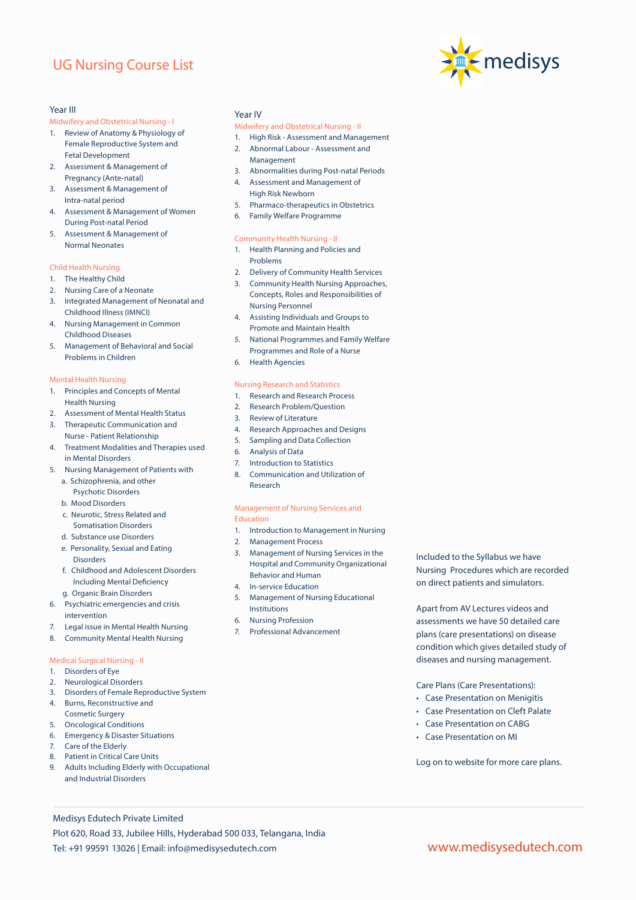# UG Nursing Course List

medisys

## Year III

### Midwifery and Obstetrical Nursing - I

1. Review of Anatomy & Physiology of Female Reproductive System and Fetal Development
2. Assessment & Management of Pregnancy (Ante-natal)
3. Assessment & Management of Intra-natal period
4. Assessment & Management of Women During Post-natal Period
5. Assessment & Management of Normal Neonates

### Child Health Nursing

1. The Healthy Child
2. Nursing Care of a Neonate
3. Integrated Management of Neonatal and Childhood Illness (IMNCI)
4. Nursing Management in Common Childhood Diseases
5. Management of Behavioral and Social Problems in Children

### Mental Health Nursing

1. Principles and Concepts of Mental Health Nursing
2. Assessment of Mental Health Status
3. Therapeutic Communication and Nurse - Patient Relationship
4. Treatment Modalities and Therapies used in Mental Disorders
5. Nursing Management of Patients with
   a. Schizophrenia, and other Psychotic Disorders
   b. Mood Disorders
   c. Neurotic, Stress Related and Somatisation Disorders
   d. Substance use Disorders
   e. Personality, Sexual and Eating Disorders
   f. Childhood and Adolescent Disorders Including Mental Deficiency
   g. Organic Brain Disorders
6. Psychiatric emergencies and crisis intervention
7. Legal issue in Mental Health Nursing
8. Community Mental Health Nursing

### Medical Surgical Nursing - II

1. Disorders of Eye
2. Neurological Disorders
3. Disorders of Female Reproductive System
4. Burns, Reconstructive and Cosmetic Surgery
5. Oncological Conditions
6. Emergency & Disaster Situations
7. Care of the Elderly
8. Patient in Critical Care Units
9. Adults Including Elderly with Occupational and Industrial Disorders

## Year IV

### Midwifery and Obstetrical Nursing - II

1. High Risk - Assessment and Management
2. Abnormal Labour - Assessment and Management
3. Abnormalities during Post-natal Periods
4. Assessment and Management of High Risk Newborn
5. Pharmaco-therapeutics in Obstetrics
6. Family Welfare Programme

### Community Health Nursing - II

1. Health Planning and Policies and Problems
2. Delivery of Community Health Services
3. Community Health Nursing Approaches, Concepts, Roles and Responsibilities of Nursing Personnel
4. Assisting Individuals and Groups to Promote and Maintain Health
5. National Programmes and Family Welfare Programmes and Role of a Nurse
6. Health Agencies

### Nursing Research and Statistics

1. Research and Research Process
2. Research Problem/Question
3. Review of Literature
4. Research Approaches and Designs
5. Sampling and Data Collection
6. Analysis of Data
7. Introduction to Statistics
8. Communication and Utilization of Research

### Management of Nursing Services and Education

1. Introduction to Management in Nursing
2. Management Process
3. Management of Nursing Services in the Hospital and Community Organizational Behavior and Human
4. In-service Education
5. Management of Nursing Educational Institutions
6. Nursing Profession
7. Professional Advancement

Included to the Syllabus we have Nursing Procedures which are recorded on direct patients and simulators.

Apart from AV Lectures videos and assessments we have 50 detailed care plans (care presentations) on disease condition which gives detailed study of diseases and nursing management.

Care Plans (Care Presentations):

- Case Presentation on Menigitis
- Case Presentation on Cleft Palate
- Case Presentation on CABG
- Case Presentation on MI

Log on to website for more care plans.

Medisys Edutech Private Limited
Plot 620, Road 33, Jubilee Hills, Hyderabad 500 033, Telangana, India
Tel: +91 99591 13026 | Email: info@medisysedutech.com

www.medisysedutech.com